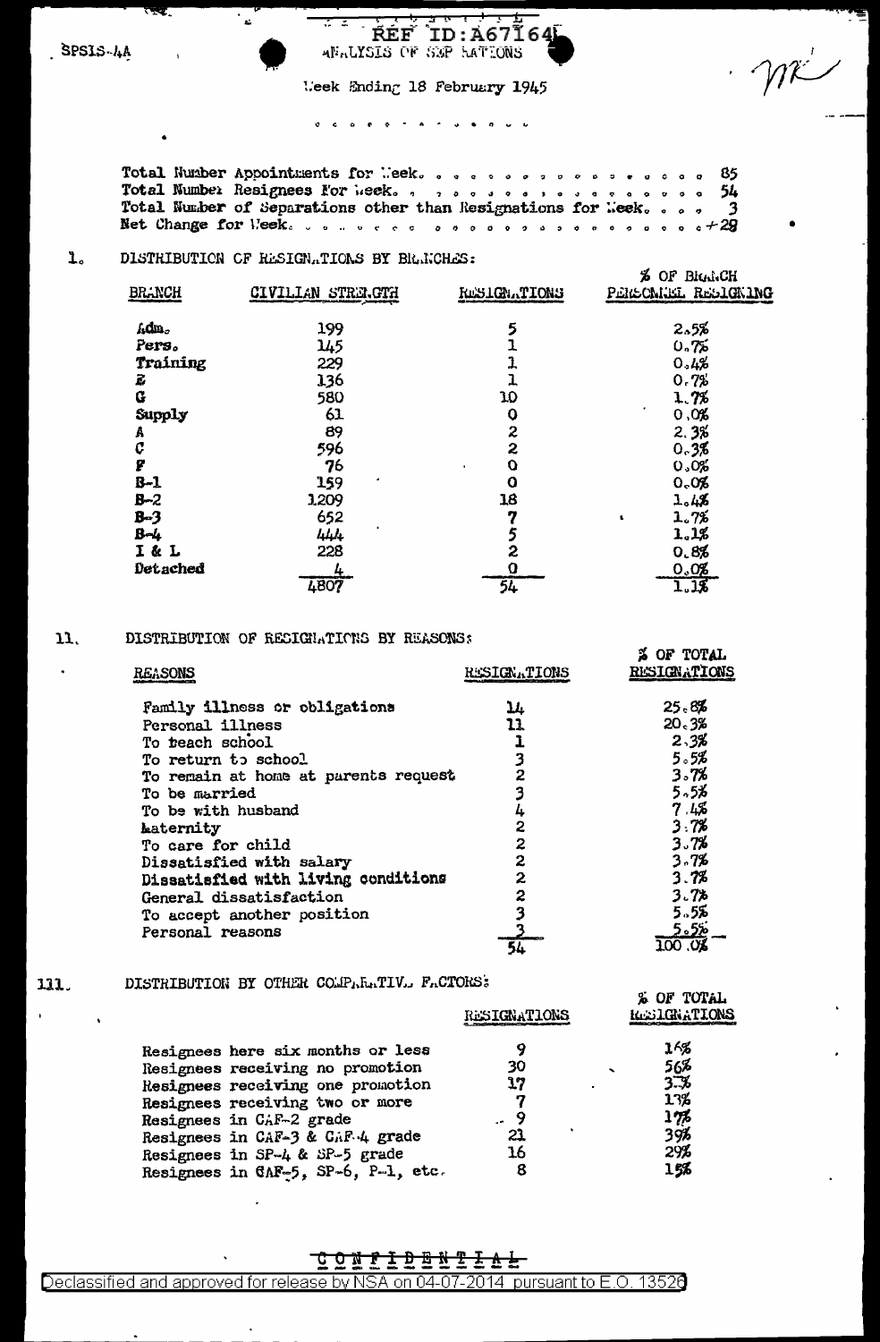SPSIS-4A

REF ID:A67164

ANALYSIS OF SEPARATIONS

Week Ending 18 February 1945

Total Number Appointments for Week. . . . . . . . . . . . . . . . . 85
Total Number Resignees for Week. . . . . . . . . . . . . . . . . . 54
Total Number of Separations other than Resignations for Week. . . . 3
Net Change for Week. . . . . . . . . . . . . . . . . . . . . . . . +28

## I. DISTRIBUTION OF RESIGNATIONS BY BRANCHES:

| BRANCH | CIVILIAN STRENGTH | RESIGNATIONS | % OF BRANCH PERSONNEL RESIGNING |
|---|---|---|---|
| Adm. | 199 | 5 | 2.5% |
| Pers. | 145 | 1 | 0.7% |
| Training | 229 | 1 | 0.4% |
| E | 136 | 1 | 0.7% |
| G | 580 | 10 | 1.7% |
| Supply | 61 | 0 | 0.0% |
| A | 89 | 2 | 2.3% |
| C | 596 | 2 | 0.3% |
| F | 76 | 0 | 0.0% |
| B-1 | 159 | 0 | 0.0% |
| B-2 | 1209 | 18 | 1.4% |
| B-3 | 652 | 7 | 1.7% |
| B-4 | 444 | 5 | 1.1% |
| I & L | 228 | 2 | 0.8% |
| Detached | 4 | 0 | 0.0% |
| | 4807 | 54 | 1.1% |

## II. DISTRIBUTION OF RESIGNATIONS BY REASONS:

| REASONS | RESIGNATIONS | % OF TOTAL RESIGNATIONS |
|---|---|---|
| Family illness or obligations | 14 | 25.8% |
| Personal illness | 11 | 20.3% |
| To teach school | 1 | 2.3% |
| To return to school | 3 | 5.5% |
| To remain at home at parents request | 2 | 3.7% |
| To be married | 3 | 5.5% |
| To be with husband | 4 | 7.4% |
| Maternity | 2 | 3.7% |
| To care for child | 2 | 3.7% |
| Dissatisfied with salary | 2 | 3.7% |
| Dissatisfied with living conditions | 2 | 3.7% |
| General dissatisfaction | 2 | 3.7% |
| To accept another position | 3 | 5.5% |
| Personal reasons | 3 | 5.5% |
| | 54 | 100.0% |

## III. DISTRIBUTION BY OTHER COMPARATIVE FACTORS:

| | RESIGNATIONS | % OF TOTAL RESIGNATIONS |
|---|---|---|
| Resignees here six months or less | 9 | 16% |
| Resignees receiving no promotion | 30 | 56% |
| Resignees receiving one promotion | 17 | 31% |
| Resignees receiving two or more | 7 | 13% |
| Resignees in CAF-2 grade | 9 | 17% |
| Resignees in CAF-3 & CAF-4 grade | 21 | 39% |
| Resignees in SP-4 & SP-5 grade | 16 | 29% |
| Resignees in CAF-5, SP-6, P-1, etc. | 8 | 15% |

CONFIDENTIAL

Declassified and approved for release by NSA on 04-07-2014 pursuant to E.O. 13526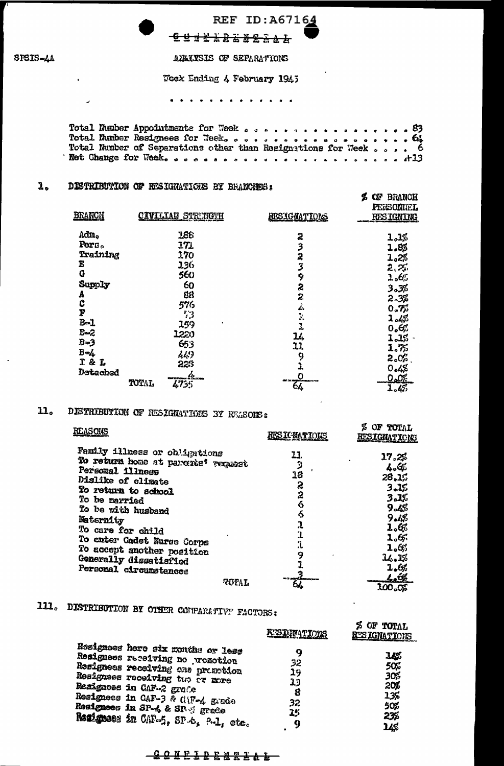SPSIS-4A

CONFIDENTIAL

ANALYSIS OF SEPARATIONS

Week Ending 4 February 1943

. . . . . . . . . . . . .

Total Number Appointments for Week . . . . . . . . . . . . . . . . . 83
Total Number Resignees for Week. . . . . . . . . . . . . . . . . . . 64
Total Number of Separations other than Resignations for Week . . . . 6
Net Change for Week. . . . . . . . . . . . . . . . . . . . . . . . . +13

## I. DISTRIBUTION OF RESIGNATIONS BY BRANCHES:

| BRANCH | CIVILIAN STRENGTH | RESIGNATIONS | % OF BRANCH PERSONNEL RESIGNING |
|---|---|---|---|
| Adm. | 188 | 2 | 1.1% |
| Pers. | 171 | 3 | 1.8% |
| Training | 170 | 2 | 1.2% |
| E | 136 | 3 | 2.2% |
| G | 560 | 9 | 1.6% |
| Supply | 60 | 2 | 3.3% |
| A | 88 | 2 | 2.3% |
| C | 576 | 4 | 0.7% |
| F | 73 | 1 | 1.4% |
| B-1 | 159 | 1 | 0.6% |
| B-2 | 1220 | 14 | 1.1% |
| B-3 | 653 | 11 | 1.7% |
| B-4 | 449 | 9 | 2.0% |
| I & L | 223 | 1 | 0.4% |
| Detached | 4 | 0 | 0.0% |
| TOTAL | 4735 | 64 | 1.4% |

## II. DISTRIBUTION OF RESIGNATIONS BY REASONS:

| REASONS | RESIGNATIONS | % OF TOTAL RESIGNATIONS |
|---|---|---|
| Family illness or obligations | 11 | 17.2% |
| To return home at parents' request | 3 | 4.6% |
| Personal illness | 18 | 28.1% |
| Dislike of climate | 2 | 3.1% |
| To return to school | 2 | 3.1% |
| To be married | 6 | 9.4% |
| To be with husband | 6 | 9.4% |
| Maternity | 1 | 1.6% |
| To care for child | 1 | 1.6% |
| To enter Cadet Nurse Corps | 1 | 1.6% |
| To accept another position | 9 | 14.1% |
| Generally dissatisfied | 1 | 1.6% |
| Personal circumstances | 3 | 4.6% |
| TOTAL | 64 | 100.0% |

## III. DISTRIBUTION BY OTHER COMPARATIVE FACTORS:

| | RESIGNATIONS | % OF TOTAL RESIGNATIONS |
|---|---|---|
| Resignees here six months or less | 9 | 14% |
| Resignees receiving no promotion | 32 | 50% |
| Resignees receiving one promotion | 19 | 30% |
| Resignees receiving two or more | 13 | 20% |
| Resignees in CAF-2 grade | 8 | 13% |
| Resignees in CAF-3 & CAF-4 grade | 32 | 50% |
| Resignees in SP-4 & SP-5 grade | 15 | 23% |
| Resignees in CAF-5, SP-6, P-1, etc. | 9 | 14% |

CONFIDENTIAL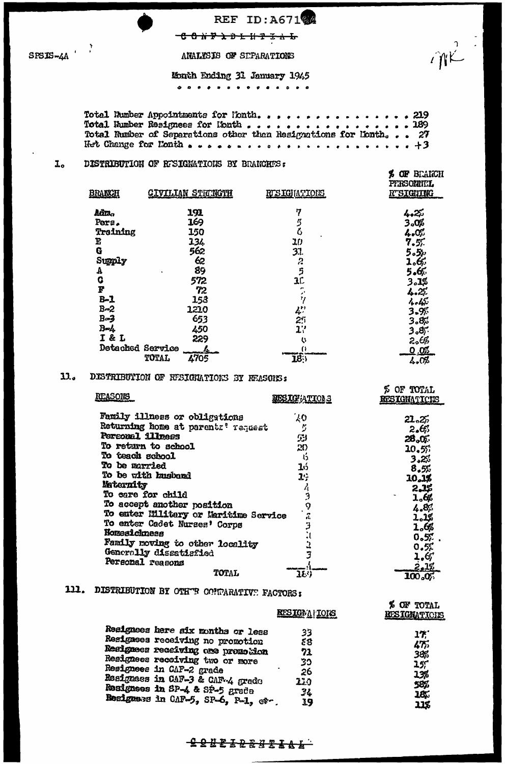REF ID:A67164

~~CONFIDENTIAL~~

SPSIS-4A

ANALYSIS OF SEPARATIONS

Month Ending 31 January 1945

Total Number Appointments for Month. . . . . . . . . . . . . . . . 219
Total Number Resignees for Month . . . . . . . . . . . . . . . . . 189
Total Number of Separations other than Resignations for Month. . . 27
Net Change for Month . . . . . . . . . . . . . . . . . . . . . . . +3

I. DISTRIBUTION OF RESIGNATIONS BY BRANCHES:

| BRANCH | CIVILIAN STRENGTH | RESIGNATIONS | % OF BRANCH PERSONNEL RESIGNING |
|---|---|---|---|
| Adm. | 191 | 7 | 4.2% |
| Pers. | 169 | 5 | 3.0% |
| Training | 150 | 6 | 4.0% |
| E | 134 | 10 | 7.5% |
| G | 562 | 31 | 5.5% |
| Supply | 62 | 2 | 1.6% |
| A | 89 | 5 | 5.6% |
| C | 572 | 18 | 3.1% |
| F | 72 | 3 | 4.2% |
| B-1 | 158 | 7 | 4.4% |
| B-2 | 1210 | 47 | 3.9% |
| B-3 | 653 | 25 | 3.8% |
| B-4 | 450 | 17 | 3.8% |
| I & L | 229 | 6 | 2.6% |
| Detached Service | 4 | 0 | 0.0% |
| TOTAL | 4705 | 189 | 4.0% |

II. DISTRIBUTION OF RESIGNATIONS BY REASONS:

| REASONS | RESIGNATIONS | % OF TOTAL RESIGNATIONS |
|---|---|---|
| Family illness or obligations | 40 | 21.2% |
| Returning home at parents' request | 5 | 2.6% |
| Personal illness | 53 | 28.0% |
| To return to school | 20 | 10.5% |
| To teach school | 6 | 3.2% |
| To be married | 16 | 8.5% |
| To be with husband | 19 | 10.1% |
| Maternity | 4 | 2.1% |
| To care for child | 3 | 1.6% |
| To accept another position | 9 | 4.8% |
| To enter Military or Maritime Service | 2 | 1.1% |
| To enter Cadet Nurses' Corps | 3 | 1.6% |
| Homesickness | 1 | 0.5% |
| Family moving to other locality | 1 | 0.5% |
| Generally dissatisfied | 3 | 1.6% |
| Personal reasons | 4 | 2.1% |
| TOTAL | 189 | 100.0% |

III. DISTRIBUTION BY OTHER COMPARATIVE FACTORS:

| | RESIGNATIONS | % OF TOTAL RESIGNATIONS |
|---|---|---|
| Resignees here six months or less | 33 | 17% |
| Resignees receiving no promotion | 88 | 47% |
| Resignees receiving one promotion | 71 | 38% |
| Resignees receiving two or more | 30 | 15% |
| Resignees in CAF-2 grade | 26 | 13% |
| Resignees in CAF-3 & CAF-4 grade | 110 | 58% |
| Resignees in SP-4 & SP-5 grade | 34 | 18% |
| Resignees in CAF-5, SP-6, P-1, etc. | 19 | 11% |

~~CONFIDENTIAL~~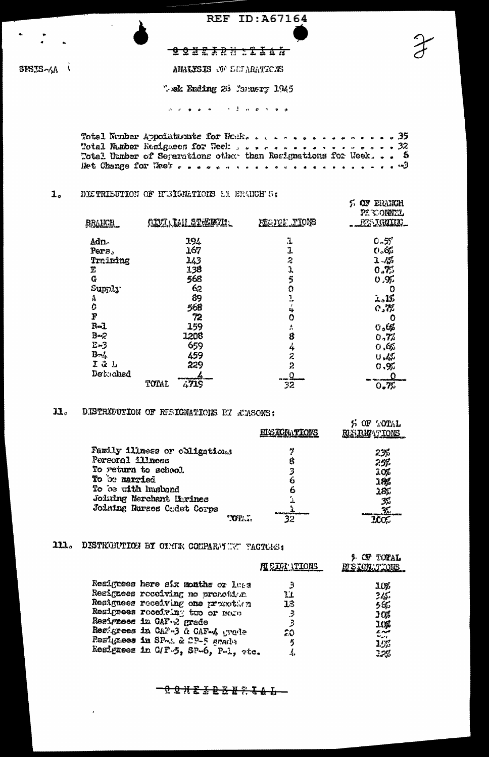REF ID:A67164

SPSIS-4A

CONFIDENTIAL

ANALYSIS OF SEPARATIONS

Week Ending 28 January 1945

Total Number Appointments for Week. . . . . . . . . . . . . . . . 35
Total Number Resignees for Week . . . . . . . . . . . . . . . . 32
Total Number of Separations other than Resignations for Week. . . 6
Net Change for Week . . . . . . . . . . . . . . . . . . . . . . . -3

1. DISTRIBUTION OF RESIGNATIONS BY BRANCHES:

| BRANCH | CIVILIAN STRENGTH | RESIGNATIONS | % OF BRANCH PERSONNEL RESIGNING |
|---|---|---|---|
| Adm. | 194 | 1 | 0.5% |
| Pers. | 167 | 1 | 0.6% |
| Training | 143 | 2 | 1.4% |
| E | 138 | 1 | 0.7% |
| G | 568 | 5 | 0.9% |
| Supply | 62 | 0 | 0 |
| A | 89 | 1 | 1.1% |
| C | 568 | 4 | 0.7% |
| F | 72 | 0 | 0 |
| B-1 | 159 | 1 | 0.6% |
| B-2 | 1208 | 8 | 0.7% |
| B-3 | 659 | 4 | 0.6% |
| B-4 | 459 | 2 | 0.4% |
| I & L | 229 | 2 | 0.9% |
| Detached | 4 | 0 | 0 |
| TOTAL | 4719 | 32 | 0.7% |

11. DISTRIBUTION OF RESIGNATIONS BY REASONS:

| | RESIGNATIONS | % OF TOTAL RESIGNATIONS |
|---|---|---|
| Family illness or obligations | 7 | 23% |
| Personal illness | 8 | 25% |
| To return to school | 3 | 10% |
| To be married | 6 | 18% |
| To be with husband | 6 | 18% |
| Joining Merchant Marines | 1 | 3% |
| Joining Nurses Cadet Corps | 1 | 3% |
| TOTAL | 32 | 100% |

111. DISTRIBUTION BY OTHER COMPARATIVE FACTORS:

| | RESIGNATIONS | % OF TOTAL RESIGNATIONS |
|---|---|---|
| Resignees here six months or less | 3 | 10% |
| Resignees receiving no promotion | 11 | 34% |
| Resignees receiving one promotion | 18 | 56% |
| Resignees receiving two or more | 3 | 10% |
| Resignees in CAF-2 grade | 3 | 10% |
| Resignees in CAF-3 & CAF-4 grade | 20 | 6?% |
| Resignees in SP-4 & SP-5 grade | 5 | 15% |
| Resignees in C/P-5, SP-6, P-1, etc. | 4 | 12% |

CONFIDENTIAL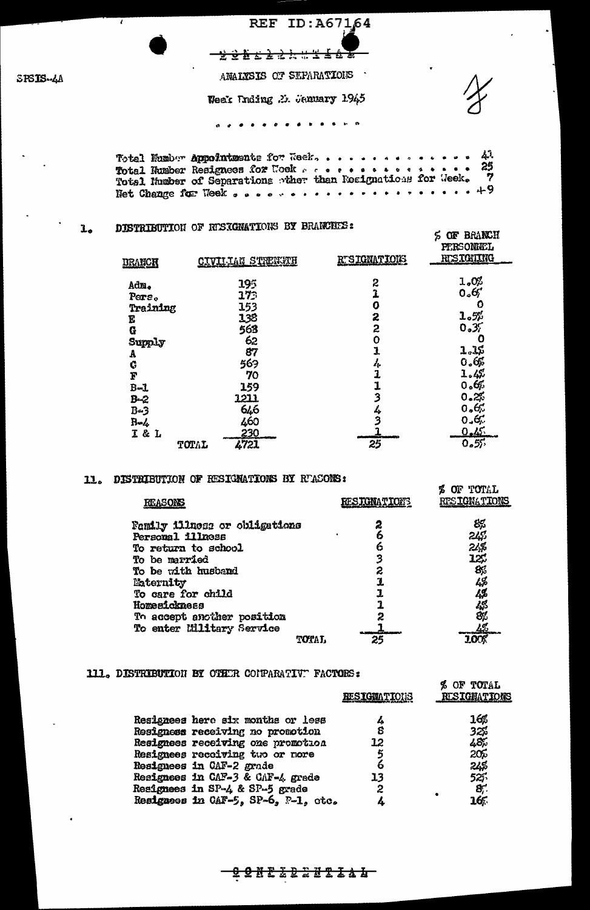REF ID:A67164

CONFIDENTIAL

SPSIS-4A

ANALYSIS OF SEPARATIONS

Week Ending 25 January 1945

. . . . . . . . . . . . .

Total Number Appointments for Week. . . . . . . . . . . . . . 41
Total Number Resignees for Week . . . . . . . . . . . . . . 25
Total Number of Separations other than Resignations for Week. 7
Net Change for Week . . . . . . . . . . . . . . . . . . . . . +9

## 1. DISTRIBUTION OF RESIGNATIONS BY BRANCHES:

| BRANCH | CIVILIAN STRENGTH | RESIGNATIONS | % OF BRANCH PERSONNEL RESIGNING |
|---|---|---|---|
| Adm. | 195 | 2 | 1.0% |
| Pers. | 173 | 1 | 0.6% |
| Training | 153 | 0 | 0 |
| E | 138 | 2 | 1.5% |
| G | 563 | 2 | 0.3% |
| Supply | 62 | 0 | 0 |
| A | 87 | 1 | 1.1% |
| C | 569 | 4 | 0.6% |
| F | 70 | 1 | 1.4% |
| B-1 | 159 | 1 | 0.6% |
| B-2 | 1211 | 3 | 0.2% |
| B-3 | 646 | 4 | 0.6% |
| B-4 | 460 | 3 | 0.6% |
| I & L | 230 | 1 | 0.4% |
| TOTAL | 4721 | 25 | 0.5% |

## 11. DISTRIBUTION OF RESIGNATIONS BY REASONS:

| REASONS | RESIGNATIONS | % OF TOTAL RESIGNATIONS |
|---|---|---|
| Family illness or obligations | 2 | 8% |
| Personal illness | 6 | 24% |
| To return to school | 6 | 24% |
| To be married | 3 | 12% |
| To be with husband | 2 | 8% |
| Maternity | 1 | 4% |
| To care for child | 1 | 4% |
| Homesickness | 1 | 4% |
| To accept another position | 2 | 8% |
| To enter Military Service | 1 | 4% |
| TOTAL | 25 | 100% |

## 111. DISTRIBUTION BY OTHER COMPARATIVE FACTORS:

| | RESIGNATIONS | % OF TOTAL RESIGNATIONS |
|---|---|---|
| Resignees here six months or less | 4 | 16% |
| Resignees receiving no promotion | 8 | 32% |
| Resignees receiving one promotion | 12 | 48% |
| Resignees receiving two or more | 5 | 20% |
| Resignees in CAF-2 grade | 6 | 24% |
| Resignees in CAF-3 & CAF-4 grade | 13 | 52% |
| Resignees in SP-4 & SP-5 grade | 2 | 8% |
| Resignees in CAF-5, SP-6, P-1, etc. | 4 | 16% |

CONFIDENTIAL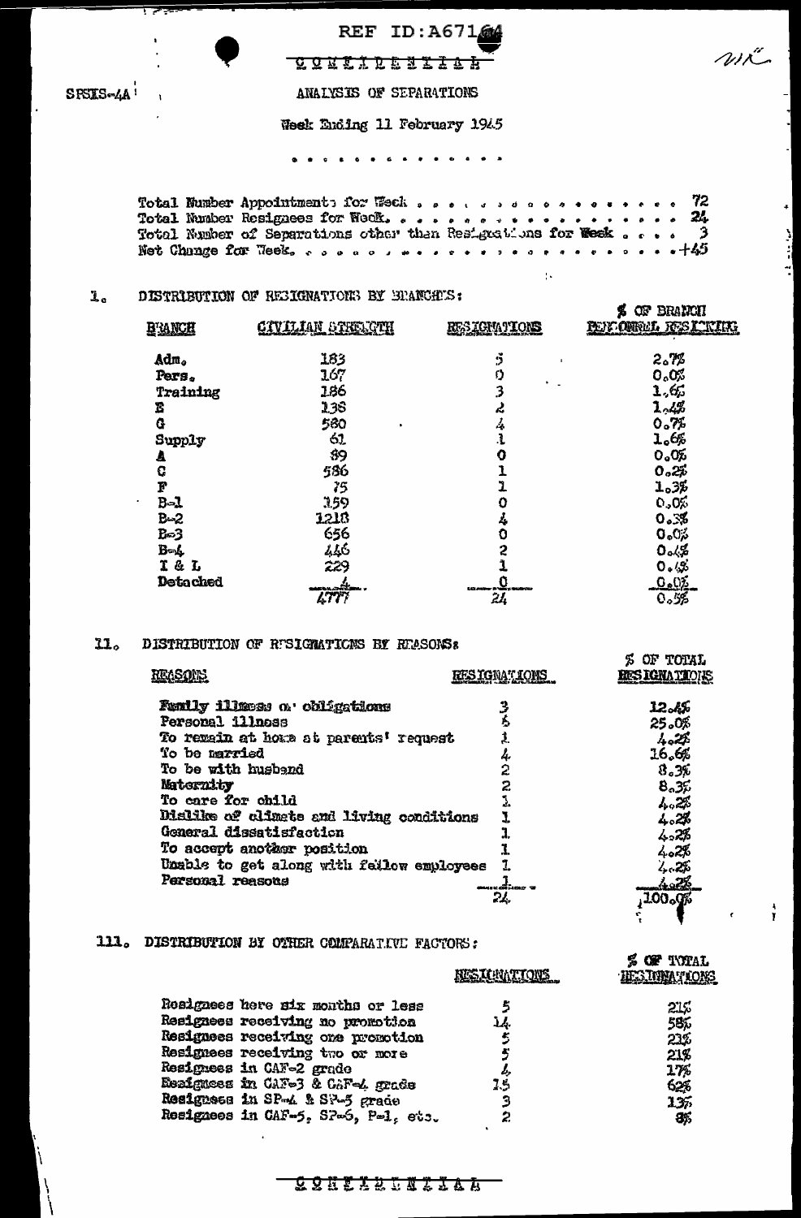REF ID:A67164

CONFIDENTIAL

SPSIS-4A

ANALYSIS OF SEPARATIONS

Week Ending 11 February 1945

Total Number Appointments for Week . . . . . . . . . . . . . . . . . 72
Total Number Resignees for Week. . . . . . . . . . . . . . . . . . 24
Total Number of Separations other than Resignations for Week . . . . 3
Net Change for Week. . . . . . . . . . . . . . . . . . . . . . . .+45

I. DISTRIBUTION OF RESIGNATIONS BY BRANCHES:

| BRANCH | CIVILIAN STRENGTH | RESIGNATIONS | % OF BRANCH PERSONNEL RESIGNING |
|---|---|---|---|
| Adm. | 183 | 5 | 2.7% |
| Pers. | 167 | 0 | 0.0% |
| Training | 186 | 3 | 1.6% |
| E | 138 | 2 | 1.4% |
| G | 580 | 4 | 0.7% |
| Supply | 61 | 1 | 1.6% |
| A | 89 | 0 | 0.0% |
| C | 586 | 1 | 0.2% |
| F | 75 | 1 | 1.3% |
| B-1 | 159 | 0 | 0.0% |
| B-2 | 1218 | 4 | 0.3% |
| B-3 | 656 | 0 | 0.0% |
| B-4 | 446 | 2 | 0.4% |
| I & L | 229 | 1 | 0.4% |
| Detached | 4 | 0 | 0.0% |
| | 4777 | 24 | 0.5% |

II. DISTRIBUTION OF RESIGNATIONS BY REASONS:

| REASONS | RESIGNATIONS | % OF TOTAL RESIGNATIONS |
|---|---|---|
| Family illness or obligations | 3 | 12.4% |
| Personal illness | 6 | 25.0% |
| To remain at home at parents' request | 1 | 4.2% |
| To be married | 4 | 16.6% |
| To be with husband | 2 | 8.3% |
| Maternity | 2 | 8.3% |
| To care for child | 1 | 4.2% |
| Dislike of climate and living conditions | 1 | 4.2% |
| General dissatisfaction | 1 | 4.2% |
| To accept another position | 1 | 4.2% |
| Unable to get along with fellow employees | 1 | 4.2% |
| Personal reasons | 1 | 4.2% |
| | 24 | 100.0% |

III. DISTRIBUTION BY OTHER COMPARATIVE FACTORS:

| | RESIGNATIONS | % OF TOTAL RESIGNATIONS |
|---|---|---|
| Resignees here six months or less | 5 | 21% |
| Resignees receiving no promotion | 14 | 58% |
| Resignees receiving one promotion | 5 | 21% |
| Resignees receiving two or more | 5 | 21% |
| Resignees in CAF-2 grade | 4 | 17% |
| Resignees in CAF-3 & CAF-4 grade | 15 | 62% |
| Resignees in SP-4 & SP-5 grade | 3 | 13% |
| Resignees in CAF-5, SP-6, P-1, etc. | 2 | 8% |

CONFIDENTIAL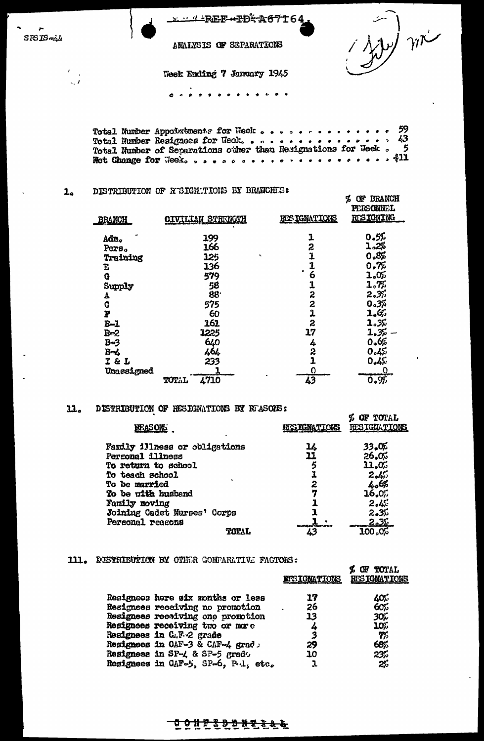REF ID: A67164

ANALYSIS OF SEPARATIONS

Week Ending 7 January 1945

Total Number Appointments for Week . . . . . . . . . . . . . . 59
Total Number Resignees for Week. . . . . . . . . . . . . . . . 43
Total Number of Separations other than Resignations for Week . 5
Net Change for Week. . . . . . . . . . . . . . . . . . . . . . +11

## I. DISTRIBUTION OF RESIGNATIONS BY BRANCHES:

| BRANCH | CIVILIAN STRENGTH | RESIGNATIONS | % OF BRANCH PERSONNEL RESIGNING |
|---|---|---|---|
| Adm. | 199 | 1 | 0.5% |
| Pers. | 166 | 2 | 1.2% |
| Training | 125 | 1 | 0.8% |
| E | 136 | 1 | 0.7% |
| G | 579 | 6 | 1.0% |
| Supply | 58 | 1 | 1.7% |
| A | 88 | 2 | 2.3% |
| C | 575 | 2 | 0.3% |
| F | 60 | 1 | 1.6% |
| B-1 | 161 | 2 | 1.3% |
| B-2 | 1225 | 17 | 1.3% |
| B-3 | 640 | 4 | 0.6% |
| B-4 | 464 | 2 | 0.4% |
| I & L | 233 | 1 | 0.4% |
| Unassigned | 1 | 0 | 0 |
| TOTAL | 4710 | 43 | 0.9% |

## II. DISTRIBUTION OF RESIGNATIONS BY REASONS:

| REASONS | RESIGNATIONS | % OF TOTAL RESIGNATIONS |
|---|---|---|
| Family illness or obligations | 14 | 33.0% |
| Personal illness | 11 | 26.0% |
| To return to school | 5 | 11.0% |
| To teach school | 1 | 2.4% |
| To be married | 2 | 4.6% |
| To be with husband | 7 | 16.0% |
| Family moving | 1 | 2.4% |
| Joining Cadet Nurses' Corps | 1 | 2.3% |
| Personal reasons | 1 | 2.3% |
| TOTAL | 43 | 100.0% |

## III. DISTRIBUTION BY OTHER COMPARATIVE FACTORS:

| | RESIGNATIONS | % OF TOTAL RESIGNATIONS |
|---|---|---|
| Resignees here six months or less | 17 | 40% |
| Resignees receiving no promotion | 26 | 60% |
| Resignees receiving one promotion | 13 | 30% |
| Resignees receiving two or more | 4 | 10% |
| Resignees in CAF-2 grade | 3 | 7% |
| Resignees in CAF-3 & CAF-4 grade | 29 | 68% |
| Resignees in SP-4 & SP-5 grade | 10 | 23% |
| Resignees in CAF-5, SP-6, P-1, etc. | 1 | 2% |

CONFIDENTIAL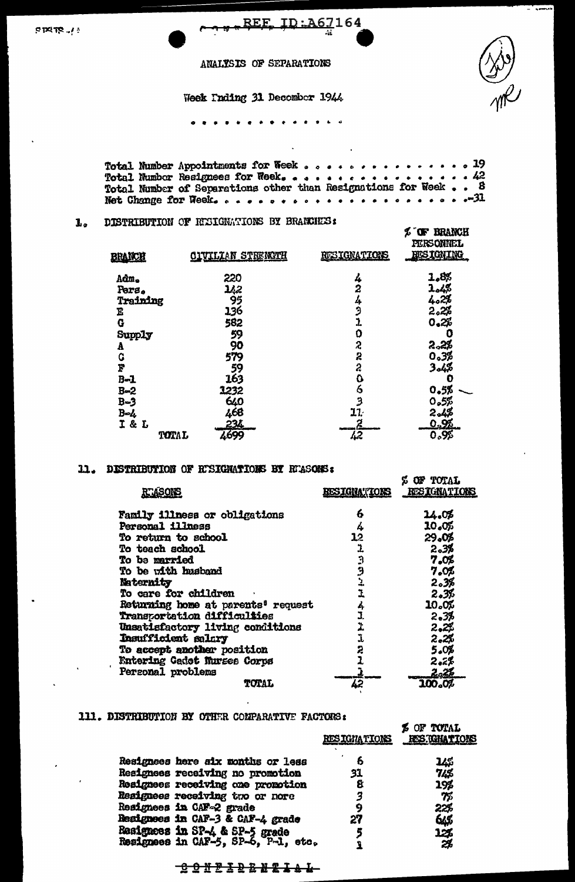REF ID:A67164

# ANALYSIS OF SEPARATIONS

Week Ending 31 December 1944

. . . . . . . . . . . . . .

Total Number Appointments for Week . . . . . . . . . . . . . . . 19
Total Number Resignees for Week. . . . . . . . . . . . . . . . . 42
Total Number of Separations other than Resignations for Week . . 8
Net Change for Week. . . . . . . . . . . . . . . . . . . . . . . -31

## I. DISTRIBUTION OF RESIGNATIONS BY BRANCHES:

| BRANCH | CIVILIAN STRENGTH | RESIGNATIONS | % OF BRANCH PERSONNEL RESIGNING |
|---|---|---|---|
| Adm. | 220 | 4 | 1.8% |
| Pers. | 142 | 2 | 1.4% |
| Training | 95 | 4 | 4.2% |
| E | 136 | 3 | 2.2% |
| G | 582 | 1 | 0.2% |
| Supply | 59 | 0 | 0 |
| A | 90 | 2 | 2.2% |
| C | 579 | 2 | 0.3% |
| F | 59 | 2 | 3.4% |
| B-1 | 163 | 0 | 0 |
| B-2 | 1232 | 6 | 0.5% |
| B-3 | 640 | 3 | 0.5% |
| B-4 | 468 | 11 | 2.4% |
| I & L | 234 | 2 | 0.9% |
| TOTAL | 4699 | 42 | 0.9% |

## II. DISTRIBUTION OF RESIGNATIONS BY REASONS:

| REASONS | RESIGNATIONS | % OF TOTAL RESIGNATIONS |
|---|---|---|
| Family illness or obligations | 6 | 14.0% |
| Personal illness | 4 | 10.0% |
| To return to school | 12 | 29.0% |
| To teach school | 1 | 2.3% |
| To be married | 3 | 7.0% |
| To be with husband | 3 | 7.0% |
| Maternity | 1 | 2.3% |
| To care for children | 1 | 2.3% |
| Returning home at parents' request | 4 | 10.0% |
| Transportation difficulties | 1 | 2.3% |
| Unsatisfactory living conditions | 1 | 2.2% |
| Insufficient salary | 1 | 2.2% |
| To accept another position | 2 | 5.0% |
| Entering Cadet Nurses Corps | 1 | 2.2% |
| Personal problems | 1 | 2.2% |
| TOTAL | 42 | 100.0% |

## III. DISTRIBUTION BY OTHER COMPARATIVE FACTORS:

| | RESIGNATIONS | % OF TOTAL RESIGNATIONS |
|---|---|---|
| Resignees here six months or less | 6 | 14% |
| Resignees receiving no promotion | 31 | 74% |
| Resignees receiving one promotion | 8 | 19% |
| Resignees receiving two or more | 3 | 7% |
| Resignees in CAF-2 grade | 9 | 22% |
| Resignees in CAF-3 & CAF-4 grade | 27 | 64% |
| Resignees in SP-4 & SP-5 grade | 5 | 12% |
| Resignees in CAF-5, SP-6, P-1, etc. | 1 | 2% |

CONFIDENTIAL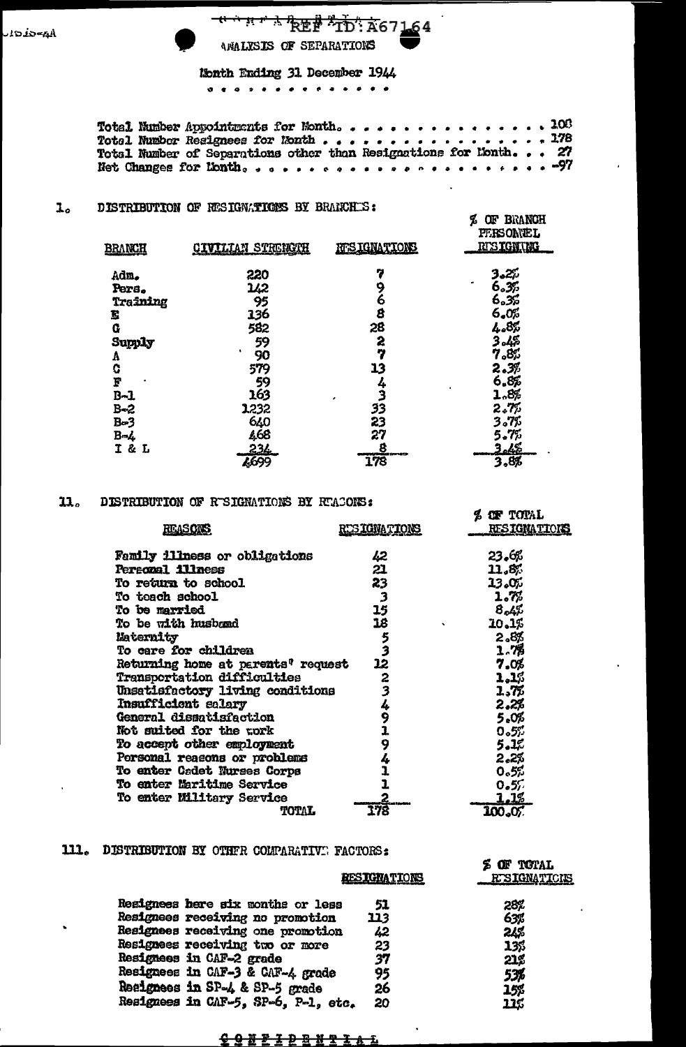REF ID: A67164

ANALYSIS OF SEPARATIONS

Month Ending 31 December 1944

Total Number Appointments for Month. . . . . . . . . . . . . . . . 108
Total Number Resignees for Month . . . . . . . . . . . . . . . . 178
Total Number of Separations other than Resignations for Month. . . 27
Net Changes for Month. . . . . . . . . . . . . . . . . . . . . -97

## I. DISTRIBUTION OF RESIGNATIONS BY BRANCHES:

| BRANCH | CIVILIAN STRENGTH | RESIGNATIONS | % OF BRANCH PERSONNEL RESIGNING |
|---|---|---|---|
| Adm. | 220 | 7 | 3.2% |
| Pers. | 142 | 9 | 6.3% |
| Training | 95 | 6 | 6.3% |
| E | 136 | 8 | 6.0% |
| G | 582 | 28 | 4.8% |
| Supply | 59 | 2 | 3.4% |
| A | 90 | 7 | 7.8% |
| C | 579 | 13 | 2.3% |
| F | 59 | 4 | 6.8% |
| B-1 | 163 | 3 | 1.8% |
| B-2 | 1232 | 33 | 2.7% |
| B-3 | 640 | 23 | 3.7% |
| B-4 | 468 | 27 | 5.7% |
| I & L | 234 | 8 | 3.4% |
| | 4699 | 178 | 3.8% |

## II. DISTRIBUTION OF RESIGNATIONS BY REASONS:

| REASONS | RESIGNATIONS | % OF TOTAL RESIGNATIONS |
|---|---|---|
| Family illness or obligations | 42 | 23.6% |
| Personal illness | 21 | 11.8% |
| To return to school | 23 | 13.0% |
| To teach school | 3 | 1.7% |
| To be married | 15 | 8.4% |
| To be with husband | 18 | 10.1% |
| Maternity | 5 | 2.8% |
| To care for children | 3 | 1.7% |
| Returning home at parents' request | 12 | 7.0% |
| Transportation difficulties | 2 | 1.1% |
| Unsatisfactory living conditions | 3 | 1.7% |
| Insufficient salary | 4 | 2.2% |
| General dissatisfaction | 9 | 5.0% |
| Not suited for the work | 1 | 0.5% |
| To accept other employment | 9 | 5.1% |
| Personal reasons or problems | 4 | 2.2% |
| To enter Cadet Nurses Corps | 1 | 0.5% |
| To enter Maritime Service | 1 | 0.5% |
| To enter Military Service | 2 | 1.1% |
| TOTAL | 178 | 100.0% |

## III. DISTRIBUTION BY OTHER COMPARATIVE FACTORS:

| | RESIGNATIONS | % OF TOTAL RESIGNATIONS |
|---|---|---|
| Resignees here six months or less | 51 | 28% |
| Resignees receiving no promotion | 113 | 63% |
| Resignees receiving one promotion | 42 | 24% |
| Resignees receiving two or more | 23 | 13% |
| Resignees in CAF-2 grade | 37 | 21% |
| Resignees in CAF-3 & CAF-4 grade | 95 | 53% |
| Resignees in SP-4 & SP-5 grade | 26 | 15% |
| Resignees in CAF-5, SP-6, P-1, etc. | 20 | 11% |

CONFIDENTIAL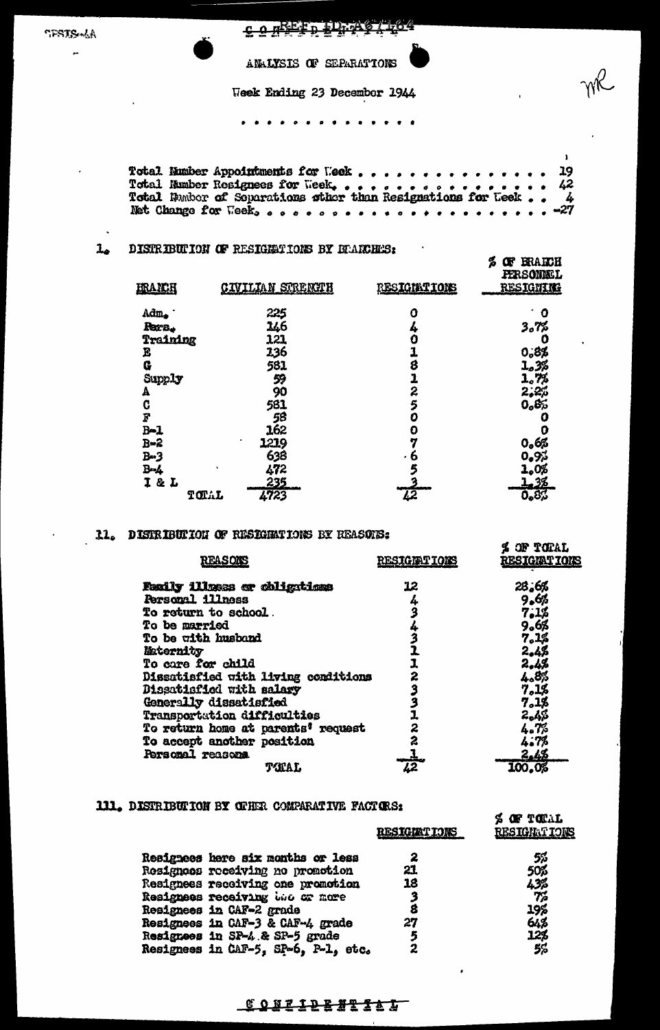CONFIDENTIAL

# ANALYSIS OF SEPARATIONS

Week Ending 23 December 1944

. . . . . . . . . . . . .

Total Number Appointments for Week . . . . . . . . . . . . . . . 19
Total Number Resignees for Week. . . . . . . . . . . . . . . . 42
Total Number of Separations other than Resignations for Week . . 4
Net Change for Week. . . . . . . . . . . . . . . . . . . . . -27

## I. DISTRIBUTION OF RESIGNATIONS BY BRANCHES:

| BRANCH | CIVILIAN STRENGTH | RESIGNATIONS | % OF BRANCH PERSONNEL RESIGNING |
|---|---|---|---|
| Adm. | 225 | 0 | 0 |
| Pers. | 146 | 4 | 3.7% |
| Training | 121 | 0 | 0 |
| E | 136 | 1 | 0.8% |
| G | 581 | 8 | 1.3% |
| Supply | 59 | 1 | 1.7% |
| A | 90 | 2 | 2.2% |
| C | 581 | 5 | 0.8% |
| F | 58 | 0 | 0 |
| B-1 | 162 | 0 | 0 |
| B-2 | 1219 | 7 | 0.6% |
| B-3 | 638 | 6 | 0.9% |
| B-4 | 472 | 5 | 1.0% |
| I & L | 235 | 3 | 1.3% |
| TOTAL | 4723 | 42 | 0.8% |

## II. DISTRIBUTION OF RESIGNATIONS BY REASONS:

| REASONS | RESIGNATIONS | % OF TOTAL RESIGNATIONS |
|---|---|---|
| Family illness or obligations | 12 | 28.6% |
| Personal illness | 4 | 9.6% |
| To return to school | 3 | 7.1% |
| To be married | 4 | 9.6% |
| To be with husband | 3 | 7.1% |
| Maternity | 1 | 2.4% |
| To care for child | 1 | 2.4% |
| Dissatisfied with living conditions | 2 | 4.8% |
| Dissatisfied with salary | 3 | 7.1% |
| Generally dissatisfied | 3 | 7.1% |
| Transportation difficulties | 1 | 2.4% |
| To return home at parents' request | 2 | 4.7% |
| To accept another position | 2 | 4.7% |
| Personal reasons | 1 | 2.4% |
| TOTAL | 42 | 100.0% |

## III. DISTRIBUTION BY OTHER COMPARATIVE FACTORS:

| | RESIGNATIONS | % OF TOTAL RESIGNATIONS |
|---|---|---|
| Resignees here six months or less | 2 | 5% |
| Resignees receiving no promotion | 21 | 50% |
| Resignees receiving one promotion | 18 | 43% |
| Resignees receiving two or more | 3 | 7% |
| Resignees in CAF-2 grade | 8 | 19% |
| Resignees in CAF-3 & CAF-4 grade | 27 | 64% |
| Resignees in SP-4 & SP-5 grade | 5 | 12% |
| Resignees in CAF-5, SP-6, P-1, etc. | 2 | 5% |

CONFIDENTIAL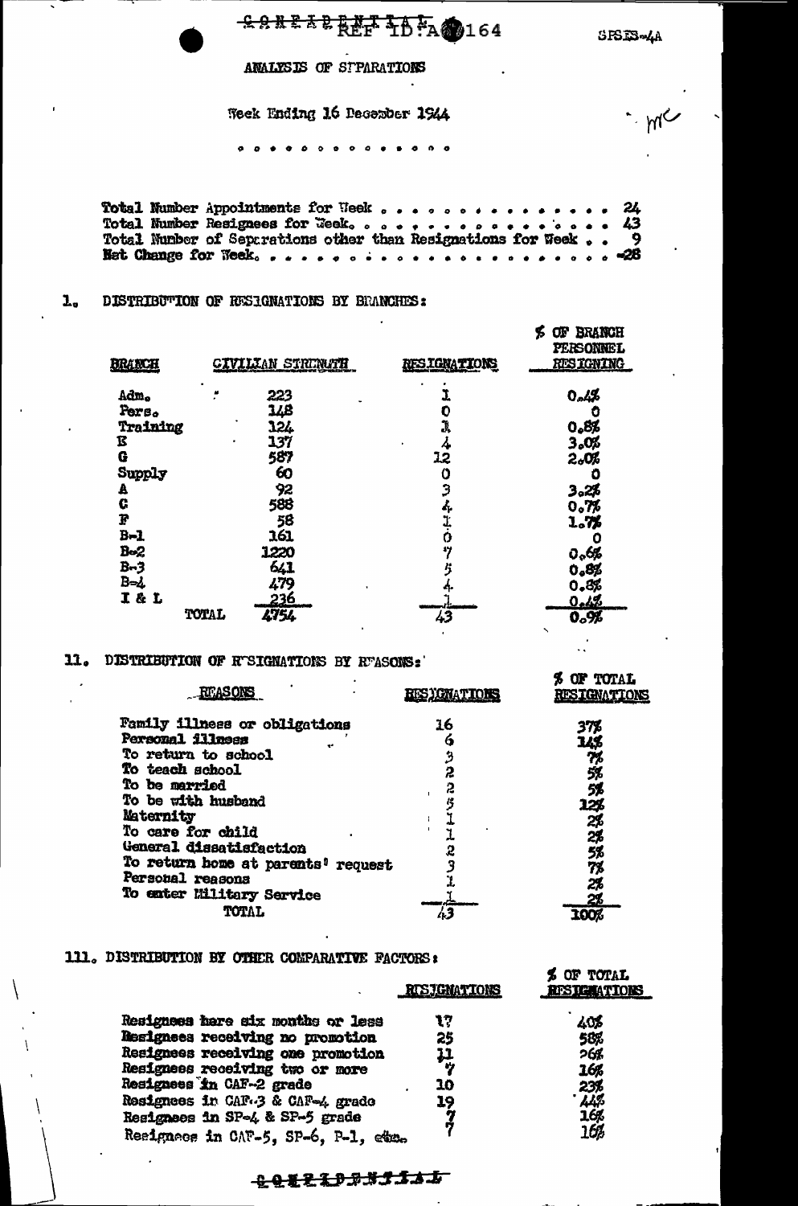CONFIDENTIAL REF ID:A64164

SPSIS-4A

ANALYSIS OF SEPARATIONS

Week Ending 16 December 1944

. . . . . . . . . . . . . .

Total Number Appointments for Week . . . . . . . . . . . . . . . 24
Total Number Resignees for Week. . . . . . . . . . . . . . . . . 43
Total Number of Separations other than Resignations for Week . . 9
Net Change for Week. . . . . . . . . . . . . . . . . . . . . . . -28

## I. DISTRIBUTION OF RESIGNATIONS BY BRANCHES:

| BRANCH | CIVILIAN STRENGTH | RESIGNATIONS | % OF BRANCH PERSONNEL RESIGNING |
|---|---|---|---|
| Adm. | 223 | 1 | 0.4% |
| Pers. | 148 | 0 | 0 |
| Training | 124 | 1 | 0.8% |
| E | 137 | 4 | 3.0% |
| G | 587 | 12 | 2.0% |
| Supply | 60 | 0 | 0 |
| A | 92 | 3 | 3.2% |
| C | 588 | 4 | 0.7% |
| F | 58 | 1 | 1.7% |
| B-1 | 161 | 0 | 0 |
| B-2 | 1220 | 7 | 0.6% |
| B-3 | 641 | 5 | 0.8% |
| B-4 | 479 | 4 | 0.8% |
| I & L | 236 | 1 | 0.4% |
| TOTAL | 4754 | 43 | 0.9% |

## II. DISTRIBUTION OF RESIGNATIONS BY REASONS:

| REASONS | RESIGNATIONS | % OF TOTAL RESIGNATIONS |
|---|---|---|
| Family illness or obligations | 16 | 37% |
| Personal illness | 6 | 14% |
| To return to school | 3 | 7% |
| To teach school | 2 | 5% |
| To be married | 2 | 5% |
| To be with husband | 5 | 12% |
| Maternity | 1 | 2% |
| To care for child | 1 | 2% |
| General dissatisfaction | 2 | 5% |
| To return home at parents' request | 3 | 7% |
| Personal reasons | 1 | 2% |
| To enter Military Service | 1 | 2% |
| TOTAL | 43 | 100% |

## III. DISTRIBUTION BY OTHER COMPARATIVE FACTORS:

| | RESIGNATIONS | % OF TOTAL RESIGNATIONS |
|---|---|---|
| Resignees here six months or less | 17 | 40% |
| Resignees receiving no promotion | 25 | 58% |
| Resignees receiving one promotion | 11 | 26% |
| Resignees receiving two or more | 7 | 16% |
| Resignees in CAF-2 grade | 10 | 23% |
| Resignees in CAF-3 & CAF-4 grade | 19 | 44% |
| Resignees in SP-4 & SP-5 grade | 7 | 16% |
| Resignees in CAF-5, SP-6, P-1, etc. | 7 | 16% |

CONFIDENTIAL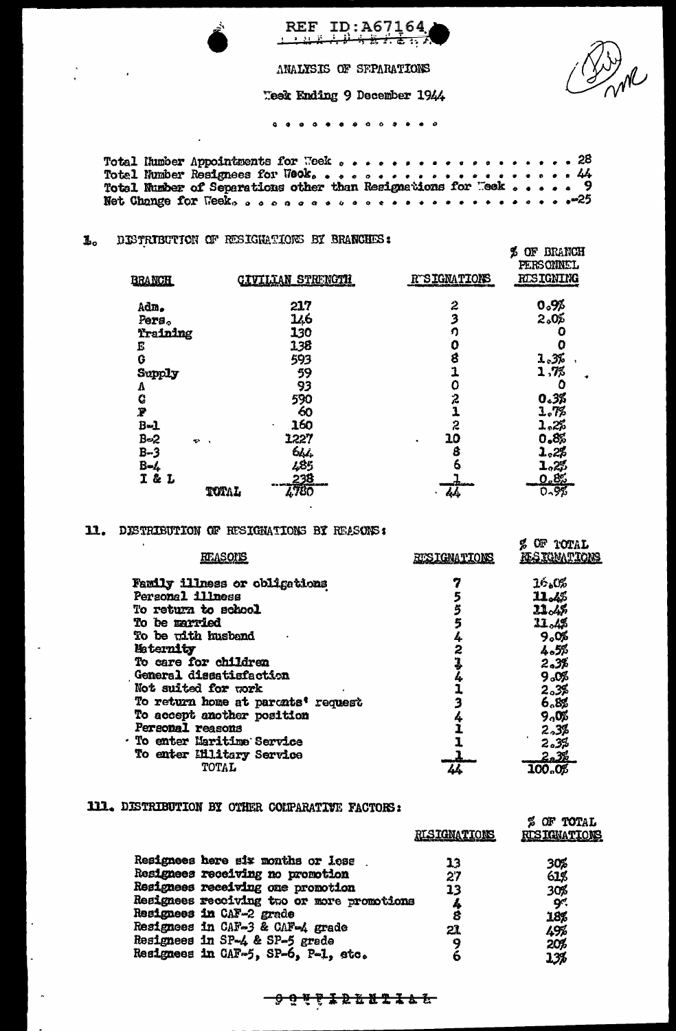REF ID:A67164

ANALYSIS OF SEPARATIONS

Week Ending 9 December 1944

Total Number Appointments for Week . . . . . . . . . . . . . . . . . . 28
Total Number Resignees for Week. . . . . . . . . . . . . . . . . . . . 44
Total Number of Separations other than Resignations for Week . . . . . 9
Net Change for Week. . . . . . . . . . . . . . . . . . . . . . . . . .-25

## I. DISTRIBUTION OF RESIGNATIONS BY BRANCHES:

| BRANCH | CIVILIAN STRENGTH | RESIGNATIONS | % OF BRANCH PERSONNEL RESIGNING |
|---|---|---|---|
| Adm. | 217 | 2 | 0.9% |
| Pers. | 146 | 3 | 2.0% |
| Training | 130 | 0 | 0 |
| E | 138 | 0 | 0 |
| G | 593 | 8 | 1.3% |
| Supply | 59 | 1 | 1.7% |
| A | 93 | 0 | 0 |
| C | 590 | 2 | 0.3% |
| F | 60 | 1 | 1.7% |
| B-1 | 160 | 2 | 1.2% |
| B-2 | 1227 | 10 | 0.8% |
| B-3 | 644 | 8 | 1.2% |
| B-4 | 485 | 6 | 1.2% |
| I & L | 238 | 1 | 0.8% |
| TOTAL | 4780 | 44 | 0.9% |

## II. DISTRIBUTION OF RESIGNATIONS BY REASONS:

| REASONS | RESIGNATIONS | % OF TOTAL RESIGNATIONS |
|---|---|---|
| Family illness or obligations | 7 | 16.0% |
| Personal illness | 5 | 11.4% |
| To return to school | 5 | 11.4% |
| To be married | 5 | 11.4% |
| To be with husband | 4 | 9.0% |
| Maternity | 2 | 4.5% |
| To care for children | 1 | 2.3% |
| General dissatisfaction | 4 | 9.0% |
| Not suited for work | 1 | 2.3% |
| To return home at parents' request | 3 | 6.8% |
| To accept another position | 4 | 9.0% |
| Personal reasons | 1 | 2.3% |
| To enter Maritime Service | 1 | 2.3% |
| To enter Military Service | 1 | 2.3% |
| TOTAL | 44 | 100.0% |

## III. DISTRIBUTION BY OTHER COMPARATIVE FACTORS:

| | RESIGNATIONS | % OF TOTAL RESIGNATIONS |
|---|---|---|
| Resignees here six months or less | 13 | 30% |
| Resignees receiving no promotion | 27 | 61% |
| Resignees receiving one promotion | 13 | 30% |
| Resignees receiving two or more promotions | 4 | 9% |
| Resignees in CAF-2 grade | 8 | 18% |
| Resignees in CAF-3 & CAF-4 grade | 21 | 49% |
| Resignees in SP-4 & SP-5 grade | 9 | 20% |
| Resignees in CAF-5, SP-6, P-1, etc. | 6 | 13% |

CONFIDENTIAL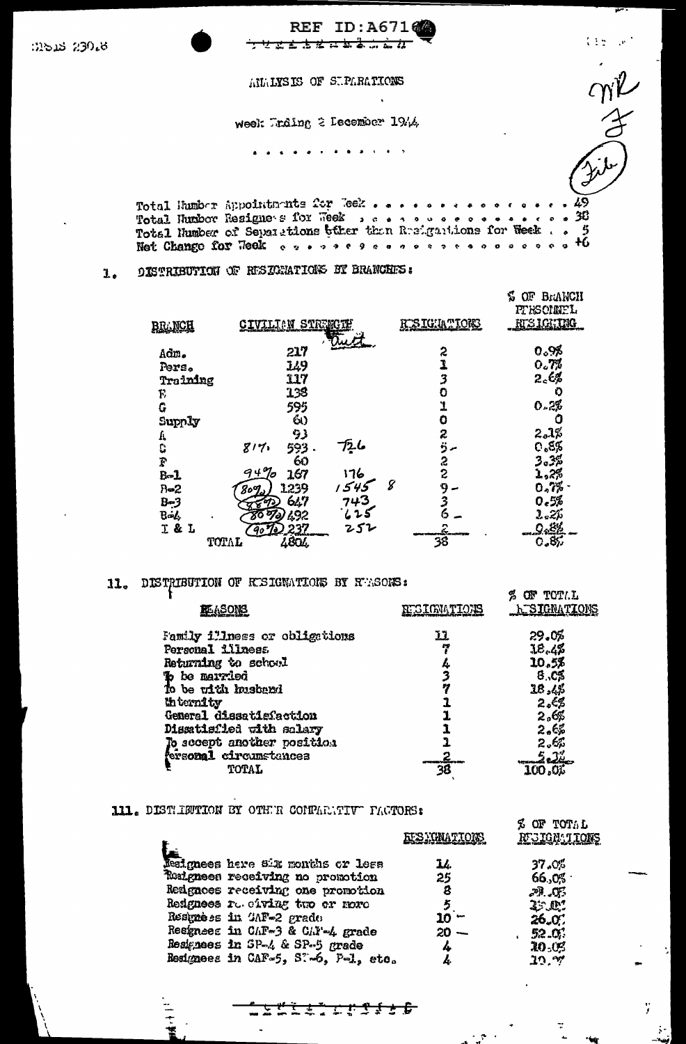REF ID:A671

ANALYSIS OF SEPARATIONS

Week Ending 2 December 1944

. . . . . . . . . . . .

Total Number Appointments for Week . . . . . . . . . . . . . . . . 49
Total Number Resignees for Week . . . . . . . . . . . . . . . . . 38
Total Number of Separations other than Resignations for Week . . 5
Net Change for Week . . . . . . . . . . . . . . . . . . . . . . +6

## 1. DISTRIBUTION OF RESIGNATIONS BY BRANCHES:

| BRANCH | CIVILIAN STRENGTH | | RESIGNATIONS | % OF BRANCH PERSONNEL RESIGNING |
|---|---|---|---|---|
| | | Quit | | |
| Adm. | 217 | | 2 | 0.9% |
| Pers. | 149 | | 1 | 0.7% |
| Training | 117 | | 3 | 2.6% |
| E | 138 | | 0 | 0 |
| G | 595 | | 1 | 0.2% |
| Supply | 60 | | 0 | 0 |
| A | 93 | | 2 | 2.1% |
| C | 81% 593. | 726 | 5 | 0.8% |
| F | 60 | | 2 | 3.3% |
| B-1 | 94% 167 | 176 | 2 | 1.2% |
| B-2 | (80%) 1239 | 1545 8 | 9 | 0.7% |
| B-3 | (87%) 647 | 743 | 3 | 0.5% |
| B-4 | (80%) 492 | 625 | 6 | 1.2% |
| I & L | (90%) 237 | 252 | 2 | 0.8% |
| TOTAL | 4804 | | 38 | 0.8% |

## 11. DISTRIBUTION OF RESIGNATIONS BY REASONS:

| REASONS | RESIGNATIONS | % OF TOTAL RESIGNATIONS |
|---|---|---|
| Family illness or obligations | 11 | 29.0% |
| Personal illness | 7 | 18.4% |
| Returning to school | 4 | 10.5% |
| To be married | 3 | 8.0% |
| To be with husband | 7 | 18.4% |
| Maternity | 1 | 2.6% |
| General dissatisfaction | 1 | 2.6% |
| Dissatisfied with salary | 1 | 2.6% |
| To accept another position | 1 | 2.6% |
| Personal circumstances | 2 | 5.3% |
| TOTAL | 38 | 100.0% |

## 111. DISTRIBUTION BY OTHER COMPARATIVE FACTORS:

| | RESIGNATIONS | % OF TOTAL RESIGNATIONS |
|---|---|---|
| Resignees here six months or less | 14 | 37.0% |
| Resignees receiving no promotion | 25 | 66.0% |
| Resignees receiving one promotion | 8 | 21.0% |
| Resignees receiving two or more | 5 | 13.0% |
| Resignees in CAF-2 grade | 10 | 26.0% |
| Resignees in CAF-3 & CAF-4 grade | 20 | 52.0% |
| Resignees in SP-4 & SP-5 grade | 4 | 10.0% |
| Resignees in CAF-5, SP-6, P-1, etc. | 4 | 10.% |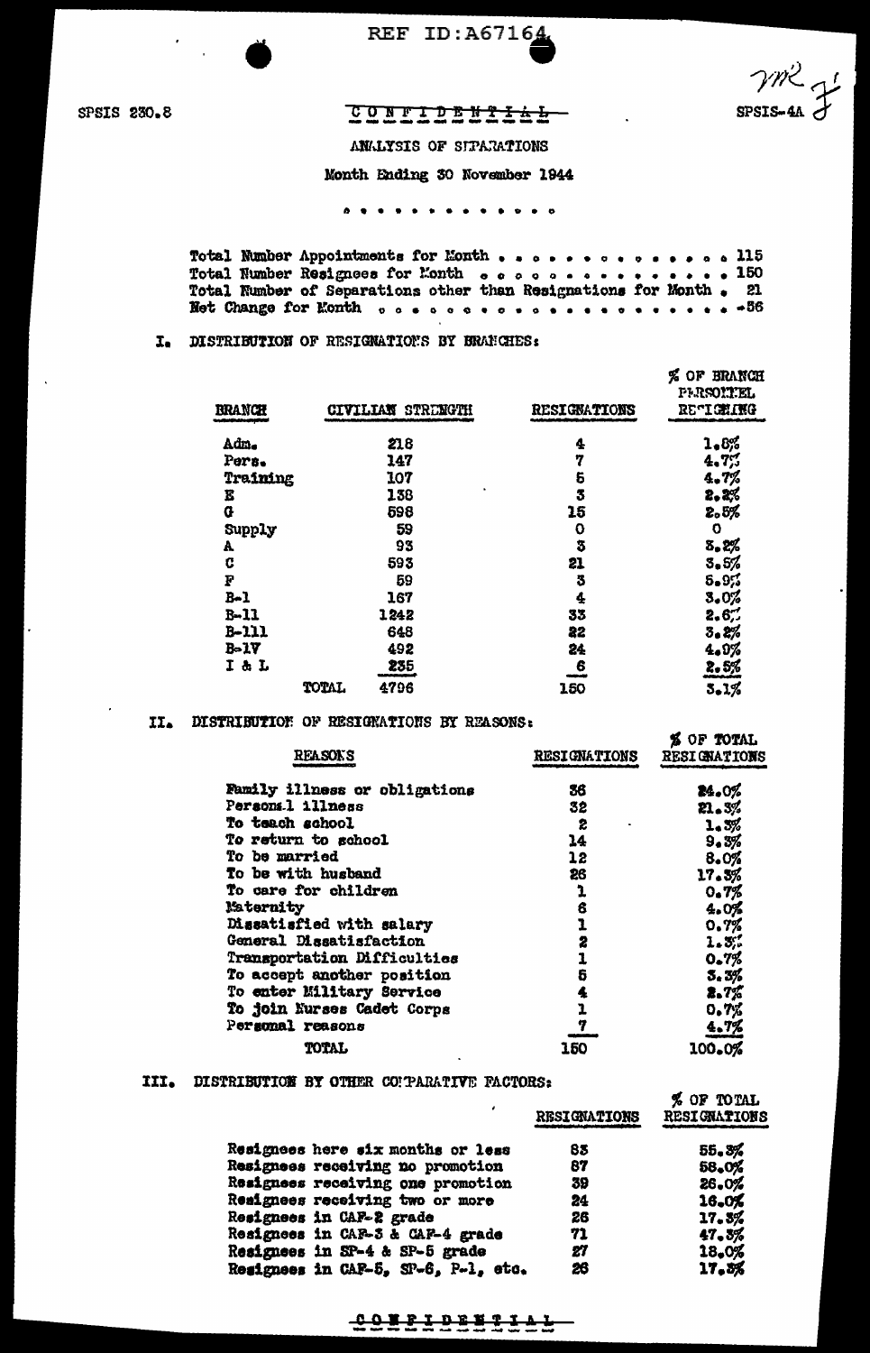REF ID:A67164

SPSIS 230.8 CONFIDENTIAL SPSIS-4A

ANALYSIS OF SEPARATIONS

Month Ending 30 November 1944

Total Number Appointments for Month . . . . . . . . . . . . . . 115
Total Number Resignees for Month . . . . . . . . . . . . . . . 150
Total Number of Separations other than Resignations for Month . 21
Net Change for Month . . . . . . . . . . . . . . . . . . . . . -56

## I. DISTRIBUTION OF RESIGNATIONS BY BRANCHES:

| BRANCH | CIVILIAN STRENGTH | RESIGNATIONS | % OF BRANCH PERSONNEL RESIGNING |
|---|---|---|---|
| Adm. | 218 | 4 | 1.8% |
| Pers. | 147 | 7 | 4.7% |
| Training | 107 | 5 | 4.7% |
| E | 138 | 3 | 2.2% |
| G | 598 | 15 | 2.5% |
| Supply | 59 | 0 | 0 |
| A | 93 | 3 | 3.2% |
| C | 593 | 21 | 3.5% |
| F | 59 | 3 | 5.9% |
| B-1 | 167 | 4 | 3.0% |
| B-11 | 1242 | 33 | 2.6% |
| B-111 | 648 | 22 | 3.2% |
| B-1V | 492 | 24 | 4.9% |
| I & L | 235 | 6 | 2.5% |
| TOTAL | 4796 | 150 | 3.1% |

## II. DISTRIBUTION OF RESIGNATIONS BY REASONS:

| REASONS | RESIGNATIONS | % OF TOTAL RESIGNATIONS |
|---|---|---|
| Family illness or obligations | 36 | 24.0% |
| Personal illness | 32 | 21.3% |
| To teach school | 2 | 1.3% |
| To return to school | 14 | 9.3% |
| To be married | 12 | 8.0% |
| To be with husband | 26 | 17.3% |
| To care for children | 1 | 0.7% |
| Maternity | 6 | 4.0% |
| Dissatisfied with salary | 1 | 0.7% |
| General Dissatisfaction | 2 | 1.3% |
| Transportation Difficulties | 1 | 0.7% |
| To accept another position | 5 | 3.3% |
| To enter Military Service | 4 | 2.7% |
| To join Nurses Cadet Corps | 1 | 0.7% |
| Personal reasons | 7 | 4.7% |
| TOTAL | 150 | 100.0% |

## III. DISTRIBUTION BY OTHER COMPARATIVE FACTORS:

| | RESIGNATIONS | % OF TOTAL RESIGNATIONS |
|---|---|---|
| Resignees here six months or less | 83 | 55.3% |
| Resignees receiving no promotion | 87 | 58.0% |
| Resignees receiving one promotion | 39 | 26.0% |
| Resignees receiving two or more | 24 | 16.0% |
| Resignees in CAF-2 grade | 26 | 17.3% |
| Resignees in CAF-3 & CAF-4 grade | 71 | 47.3% |
| Resignees in SP-4 & SP-5 grade | 27 | 18.0% |
| Resignees in CAF-5, SP-6, P-1, etc. | 26 | 17.3% |

CONFIDENTIAL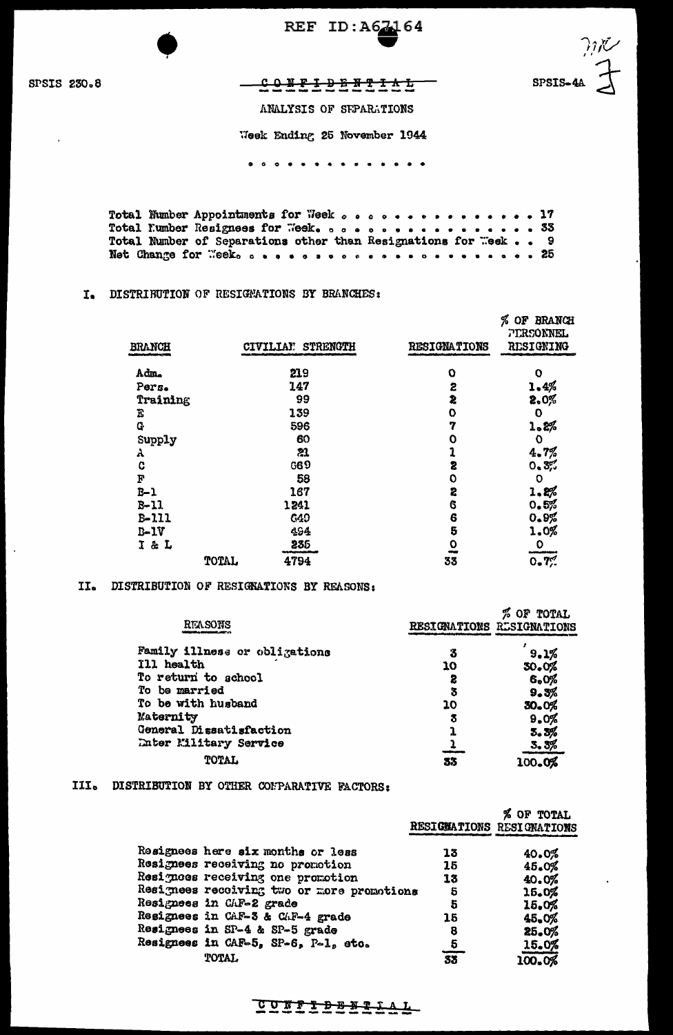SPSIS 230.8 — SPSIS-4A

CONFIDENTIAL

ANALYSIS OF SEPARATIONS

Week Ending 25 November 1944

. . . . . . . . . . . . . .

Total Number Appointments for Week . . . . . . . . . . . . . . . 17
Total Number Resignees for Week. . . . . . . . . . . . . . . . 33
Total Number of Separations other than Resignations for Week . . 9
Net Change for Week. . . . . . . . . . . . . . . . . . . . . . 25

I. DISTRIBUTION OF RESIGNATIONS BY BRANCHES:

| BRANCH | CIVILIAN STRENGTH | RESIGNATIONS | % OF BRANCH PERSONNEL RESIGNING |
|---|---|---|---|
| Adm. | 219 | 0 | 0 |
| Pers. | 147 | 2 | 1.4% |
| Training | 99 | 2 | 2.0% |
| E | 139 | 0 | 0 |
| G | 596 | 7 | 1.2% |
| Supply | 60 | 0 | 0 |
| A | 21 | 1 | 4.7% |
| C | 669 | 2 | 0.3% |
| F | 58 | 0 | 0 |
| B-1 | 167 | 2 | 1.2% |
| B-11 | 1241 | 6 | 0.5% |
| B-111 | 640 | 6 | 0.9% |
| B-1V | 494 | 5 | 1.0% |
| I & L | 235 | 0 | 0 |
| TOTAL | 4794 | 33 | 0.7% |

II. DISTRIBUTION OF RESIGNATIONS BY REASONS:

| REASONS | RESIGNATIONS | % OF TOTAL RESIGNATIONS |
|---|---|---|
| Family illness or obligations | 3 | 9.1% |
| Ill health | 10 | 30.0% |
| To return to school | 2 | 6.0% |
| To be married | 3 | 9.3% |
| To be with husband | 10 | 30.0% |
| Maternity | 3 | 9.0% |
| General Dissatisfaction | 1 | 3.3% |
| Enter Military Service | 1 | 3.3% |
| TOTAL | 33 | 100.0% |

III. DISTRIBUTION BY OTHER COMPARATIVE FACTORS:

| | RESIGNATIONS | % OF TOTAL RESIGNATIONS |
|---|---|---|
| Resignees here six months or less | 13 | 40.0% |
| Resignees receiving no promotion | 15 | 45.0% |
| Resignees receiving one promotion | 13 | 40.0% |
| Resignees receiving two or more promotions | 5 | 15.0% |
| Resignees in CAF-2 grade | 5 | 15.0% |
| Resignees in CAF-3 & CAF-4 grade | 15 | 45.0% |
| Resignees in SP-4 & SP-5 grade | 8 | 25.0% |
| Resignees in CAF-5, SP-6, P-1, etc. | 5 | 15.0% |
| TOTAL | 33 | 100.0% |

CONFIDENTIAL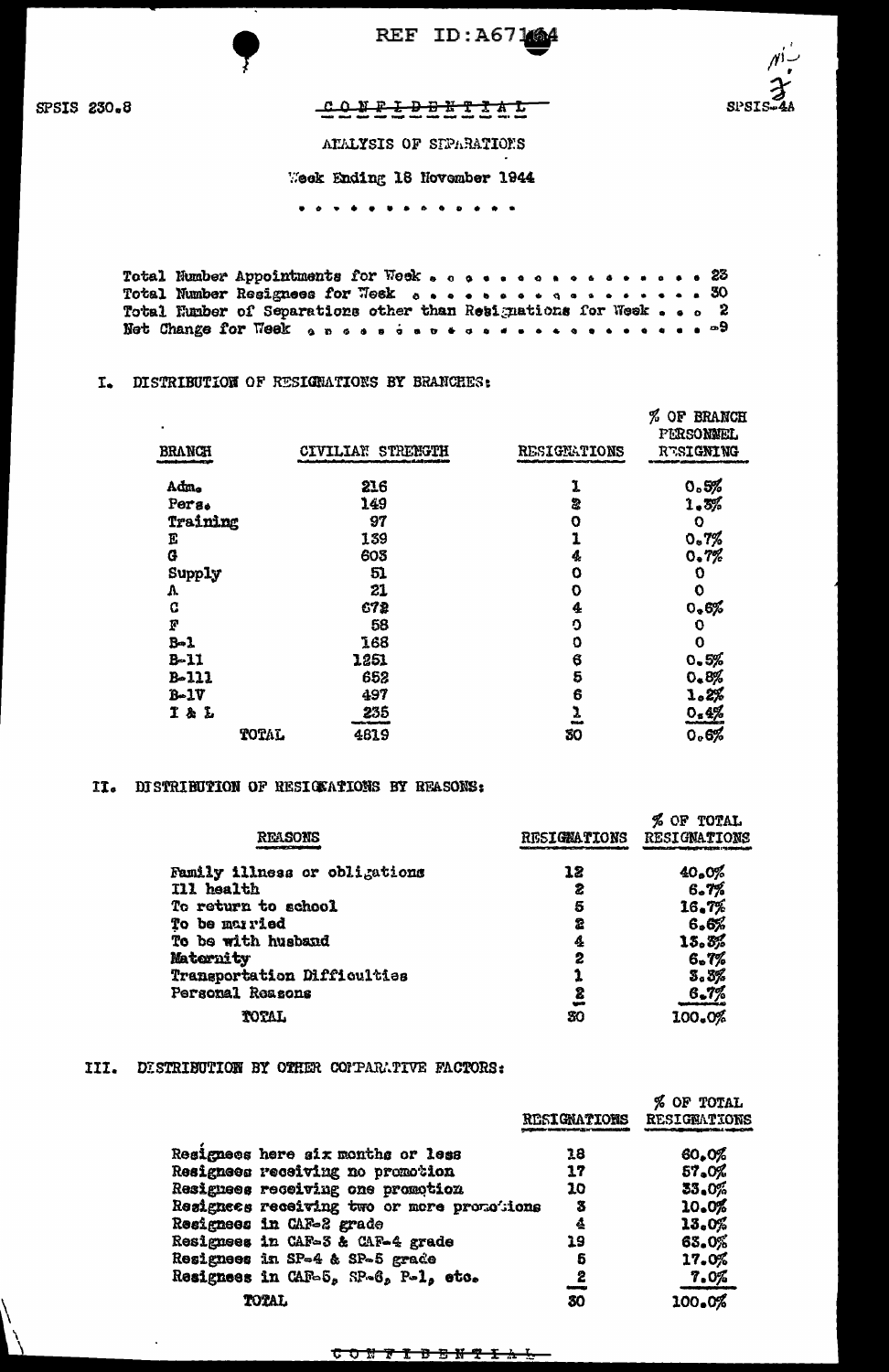SPSIS 230.8

CONFIDENTIAL

SPSIS-4A

ANALYSIS OF SEPARATIONS

Week Ending 18 November 1944

. . . . . . . . . . . . .

Total Number Appointments for Week . . . . . . . . . . . . . . . . 23
Total Number Resignees for Week . . . . . . . . . . . . . . . . . 30
Total Number of Separations other than Resignations for Week . . . 2
Net Change for Week . . . . . . . . . . . . . . . . . . . . . . . -9

I. DISTRIBUTION OF RESIGNATIONS BY BRANCHES:

| BRANCH | CIVILIAN STRENGTH | RESIGNATIONS | % OF BRANCH PERSONNEL RESIGNING |
|---|---|---|---|
| Adm. | 216 | 1 | 0.5% |
| Pers. | 149 | 2 | 1.3% |
| Training | 97 | 0 | 0 |
| E | 139 | 1 | 0.7% |
| G | 603 | 4 | 0.7% |
| Supply | 51 | 0 | 0 |
| A | 21 | 0 | 0 |
| C | 672 | 4 | 0.6% |
| F | 58 | 0 | 0 |
| B-1 | 168 | 0 | 0 |
| B-11 | 1251 | 6 | 0.5% |
| B-111 | 652 | 5 | 0.8% |
| B-1V | 497 | 6 | 1.2% |
| I & L | 235 | 1 | 0.4% |
| TOTAL | 4819 | 30 | 0.6% |

II. DISTRIBUTION OF RESIGNATIONS BY REASONS:

| REASONS | RESIGNATIONS | % OF TOTAL RESIGNATIONS |
|---|---|---|
| Family illness or obligations | 12 | 40.0% |
| Ill health | 2 | 6.7% |
| To return to school | 5 | 16.7% |
| To be married | 2 | 6.6% |
| To be with husband | 4 | 13.3% |
| Maternity | 2 | 6.7% |
| Transportation Difficulties | 1 | 3.3% |
| Personal Reasons | 2 | 6.7% |
| TOTAL | 30 | 100.0% |

III. DISTRIBUTION BY OTHER COMPARATIVE FACTORS:

| | RESIGNATIONS | % OF TOTAL RESIGNATIONS |
|---|---|---|
| Resignees here six months or less | 18 | 60.0% |
| Resignees receiving no promotion | 17 | 57.0% |
| Resignees receiving one promotion | 10 | 33.0% |
| Resignees receiving two or more promotions | 3 | 10.0% |
| Resignees in CAF-2 grade | 4 | 13.0% |
| Resignees in CAF-3 & CAF-4 grade | 19 | 63.0% |
| Resignees in SP-4 & SP-5 grade | 5 | 17.0% |
| Resignees in CAF-5, SP-6, P-1, etc. | 2 | 7.0% |
| TOTAL | 30 | 100.0% |

CONFIDENTIAL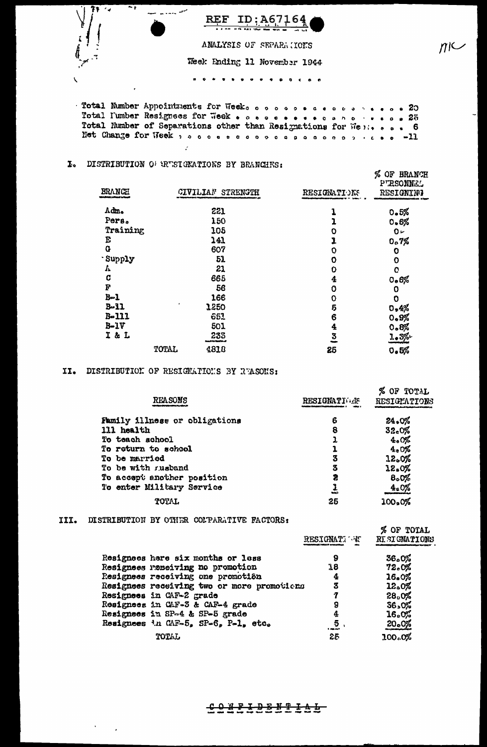REF ID:A67164

# ANALYSIS OF SEPARATIONS

Week Ending 11 November 1944

Total Number Appointments for Week . . . . . . . . . . . . . . . . 20
Total Number Resignees for Week . . . . . . . . . . . . . . . . 25
Total Number of Separations other than Resignations for Week . . . . 6
Net Change for Week . . . . . . . . . . . . . . . . . . . . -11

## I. DISTRIBUTION OF RESIGNATIONS BY BRANCHES:

| BRANCH | CIVILIAN STRENGTH | RESIGNATIONS | % OF BRANCH PERSONNEL RESIGNING |
|---|---|---|---|
| Adm. | 221 | 1 | 0.5% |
| Pers. | 150 | 1 | 0.6% |
| Training | 105 | 0 | 0 |
| E | 141 | 1 | 0.7% |
| G | 607 | 0 | 0 |
| Supply | 51 | 0 | 0 |
| A | 21 | 0 | 0 |
| C | 665 | 4 | 0.6% |
| F | 56 | 0 | 0 |
| B-1 | 166 | 0 | 0 |
| B-11 | 1250 | 5 | 0.4% |
| B-111 | 651 | 6 | 0.9% |
| B-1V | 501 | 4 | 0.8% |
| I & L | 233 | 3 | 1.3% |
| TOTAL | 4818 | 25 | 0.5% |

## II. DISTRIBUTION OF RESIGNATIONS BY REASONS:

| REASONS | RESIGNATIONS | % OF TOTAL RESIGNATIONS |
|---|---|---|
| Family illness or obligations | 6 | 24.0% |
| Ill health | 8 | 32.0% |
| To teach school | 1 | 4.0% |
| To return to school | 1 | 4.0% |
| To be married | 3 | 12.0% |
| To be with husband | 3 | 12.0% |
| To accept another position | 2 | 8.0% |
| To enter Military Service | 1 | 4.0% |
| TOTAL | 25 | 100.0% |

## III. DISTRIBUTION BY OTHER COMPARATIVE FACTORS:

| | RESIGNATIONS | % OF TOTAL RESIGNATIONS |
|---|---|---|
| Resignees here six months or less | 9 | 36.0% |
| Resignees receiving no promotion | 18 | 72.0% |
| Resignees receiving one promotion | 4 | 16.0% |
| Resignees receiving two or more promotions | 3 | 12.0% |
| Resignees in CAF-2 grade | 7 | 28.0% |
| Resignees in CAF-3 & CAF-4 grade | 9 | 36.0% |
| Resignees in SP-4 & SP-5 grade | 4 | 16.0% |
| Resignees in CAF-5, SP-6, P-1, etc. | 5 | 20.0% |
| TOTAL | 25 | 100.0% |

CONFIDENTIAL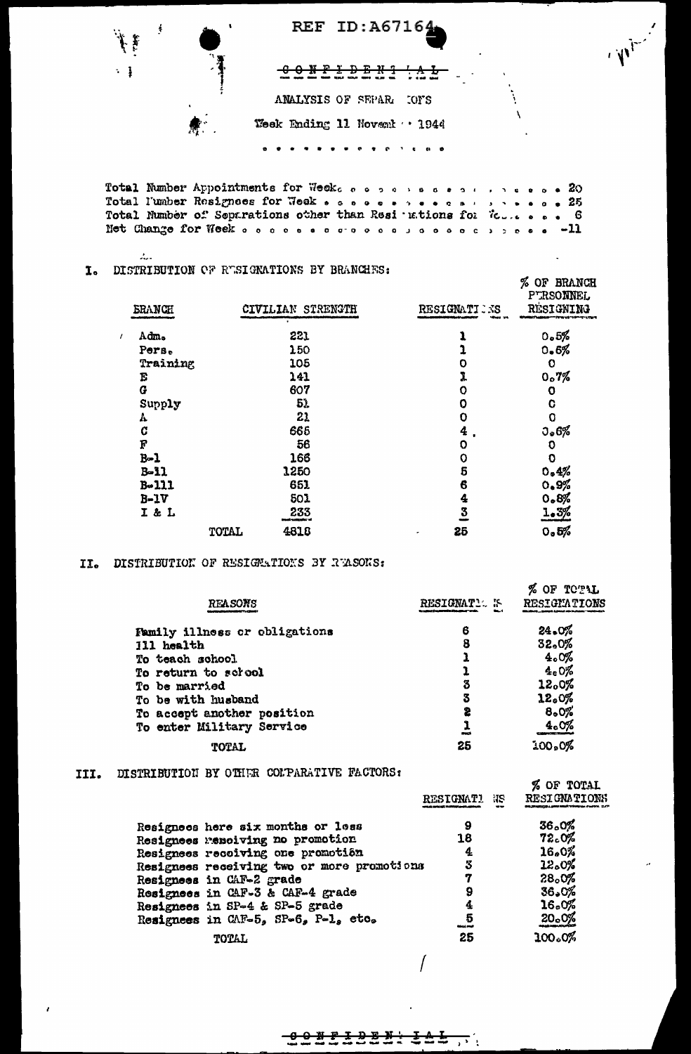REF ID:A67164

CONFIDENTIAL

# ANALYSIS OF SEPARATIONS

Week Ending 11 November 1944

Total Number Appointments for Week . . . . . . . . . . . . . . . . 20
Total Number Resignees for Week . . . . . . . . . . . . . . . . 25
Total Number of Separations other than Resignations for Week . . . . 6
Net Change for Week . . . . . . . . . . . . . . . . . . . . . . -11

## I. DISTRIBUTION OF RESIGNATIONS BY BRANCHES:

| BRANCH | CIVILIAN STRENGTH | RESIGNATIONS | % OF BRANCH PERSONNEL RESIGNING |
|---|---|---|---|
| Adm. | 221 | 1 | 0.5% |
| Pers. | 150 | 1 | 0.6% |
| Training | 105 | 0 | 0 |
| E | 141 | 1 | 0.7% |
| G | 607 | 0 | 0 |
| Supply | 51 | 0 | 0 |
| A | 21 | 0 | 0 |
| C | 665 | 4 | 0.6% |
| F | 56 | 0 | 0 |
| B-1 | 166 | 0 | 0 |
| B-11 | 1250 | 5 | 0.4% |
| B-111 | 651 | 6 | 0.9% |
| B-1V | 501 | 4 | 0.8% |
| I & L | 233 | 3 | 1.3% |
| TOTAL | 4818 | 25 | 0.5% |

## II. DISTRIBUTION OF RESIGNATIONS BY REASONS:

| REASONS | RESIGNATIONS | % OF TOTAL RESIGNATIONS |
|---|---|---|
| Family illness or obligations | 6 | 24.0% |
| Ill health | 8 | 32.0% |
| To teach school | 1 | 4.0% |
| To return to school | 1 | 4.0% |
| To be married | 3 | 12.0% |
| To be with husband | 3 | 12.0% |
| To accept another position | 2 | 8.0% |
| To enter Military Service | 1 | 4.0% |
| TOTAL | 25 | 100.0% |

## III. DISTRIBUTION BY OTHER COMPARATIVE FACTORS:

| | RESIGNATIONS | % OF TOTAL RESIGNATIONS |
|---|---|---|
| Resignees here six months or less | 9 | 36.0% |
| Resignees receiving no promotion | 18 | 72.0% |
| Resignees receiving one promotion | 4 | 16.0% |
| Resignees receiving two or more promotions | 3 | 12.0% |
| Resignees in CAF-2 grade | 7 | 28.0% |
| Resignees in CAF-3 & CAF-4 grade | 9 | 36.0% |
| Resignees in SP-4 & SP-5 grade | 4 | 16.0% |
| Resignees in CAF-5, SP-6, P-1, etc. | 5 | 20.0% |
| TOTAL | 25 | 100.0% |

CONFIDENTIAL